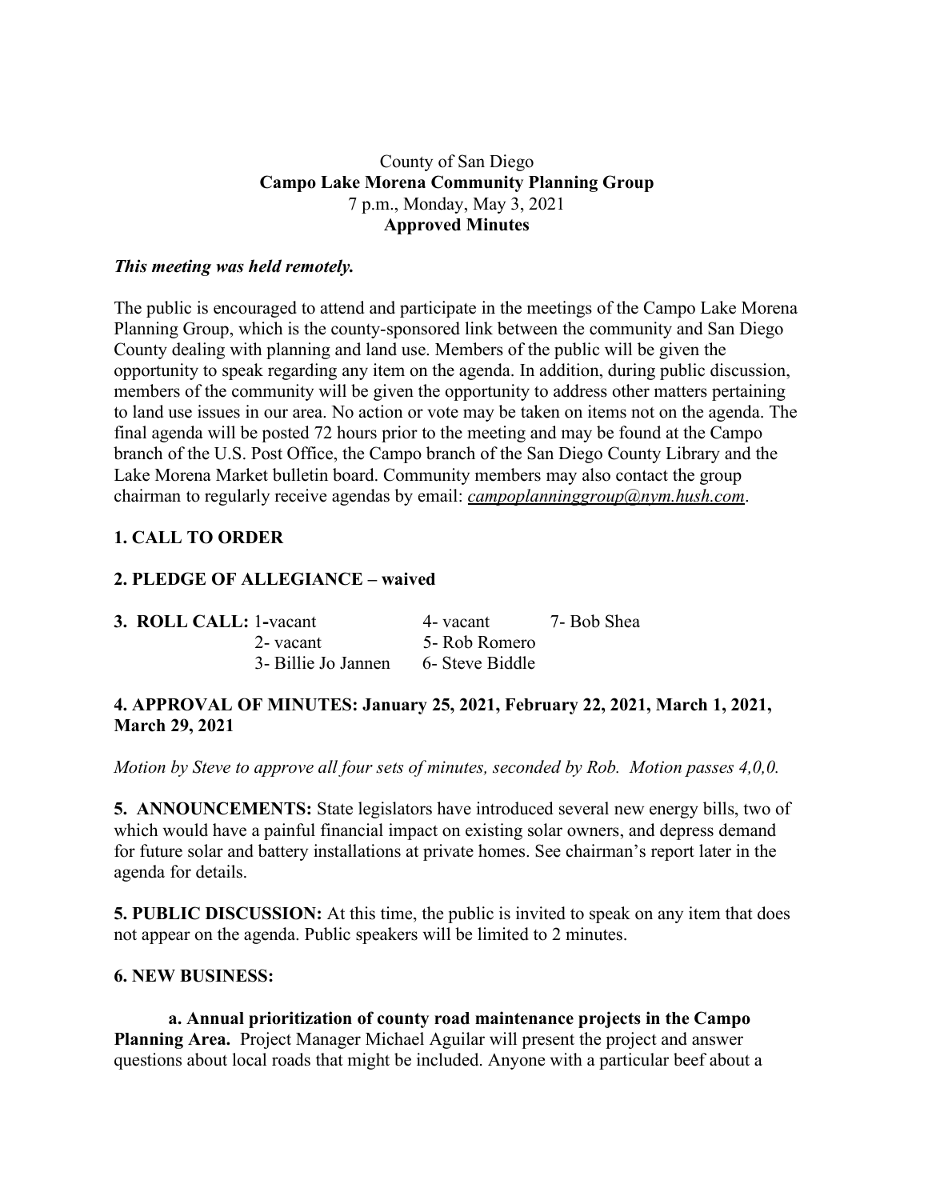County of San Diego
**Campo Lake Morena Community Planning Group**
7 p.m., Monday, May 3, 2021
**Approved Minutes**

***This meeting was held remotely.***

The public is encouraged to attend and participate in the meetings of the Campo Lake Morena Planning Group, which is the county-sponsored link between the community and San Diego County dealing with planning and land use. Members of the public will be given the opportunity to speak regarding any item on the agenda. In addition, during public discussion, members of the community will be given the opportunity to address other matters pertaining to land use issues in our area. No action or vote may be taken on items not on the agenda. The final agenda will be posted 72 hours prior to the meeting and may be found at the Campo branch of the U.S. Post Office, the Campo branch of the San Diego County Library and the Lake Morena Market bulletin board. Community members may also contact the group chairman to regularly receive agendas by email: *campoplanninggroup@nym.hush.com*.

**1. CALL TO ORDER**

**2. PLEDGE OF ALLEGIANCE – waived**

**3. ROLL CALL:**

| | | |
|---|---|---|
| 1-vacant | 4- vacant | 7- Bob Shea |
| 2- vacant | 5- Rob Romero | |
| 3- Billie Jo Jannen | 6- Steve Biddle | |

**4. APPROVAL OF MINUTES: January 25, 2021, February 22, 2021, March 1, 2021, March 29, 2021**

*Motion by Steve to approve all four sets of minutes, seconded by Rob. Motion passes 4,0,0.*

**5. ANNOUNCEMENTS:** State legislators have introduced several new energy bills, two of which would have a painful financial impact on existing solar owners, and depress demand for future solar and battery installations at private homes. See chairman's report later in the agenda for details.

**5. PUBLIC DISCUSSION:** At this time, the public is invited to speak on any item that does not appear on the agenda. Public speakers will be limited to 2 minutes.

**6. NEW BUSINESS:**

**a. Annual prioritization of county road maintenance projects in the Campo Planning Area.** Project Manager Michael Aguilar will present the project and answer questions about local roads that might be included. Anyone with a particular beef about a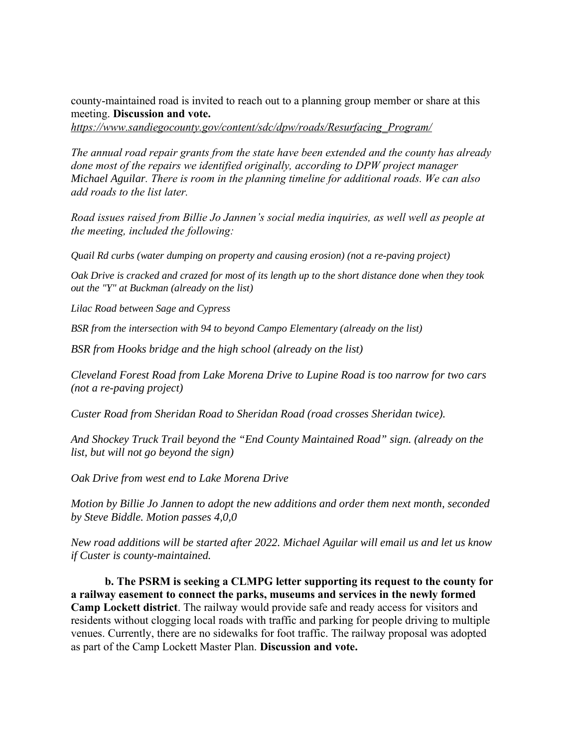county-maintained road is invited to reach out to a planning group member or share at this meeting. **Discussion and vote.**
*https://www.sandiegocounty.gov/content/sdc/dpw/roads/Resurfacing_Program/*

*The annual road repair grants from the state have been extended and the county has already done most of the repairs we identified originally, according to DPW project manager Michael Aguilar. There is room in the planning timeline for additional roads. We can also add roads to the list later.*

*Road issues raised from Billie Jo Jannen's social media inquiries, as well well as people at the meeting, included the following:*

*Quail Rd curbs (water dumping on property and causing erosion) (not a re-paving project)*

*Oak Drive is cracked and crazed for most of its length up to the short distance done when they took out the "Y" at Buckman (already on the list)*

*Lilac Road between Sage and Cypress*

*BSR from the intersection with 94 to beyond Campo Elementary (already on the list)*

*BSR from Hooks bridge and the high school (already on the list)*

*Cleveland Forest Road from Lake Morena Drive to Lupine Road is too narrow for two cars (not a re-paving project)*

*Custer Road from Sheridan Road to Sheridan Road (road crosses Sheridan twice).*

*And Shockey Truck Trail beyond the "End County Maintained Road" sign. (already on the list, but will not go beyond the sign)*

*Oak Drive from west end to Lake Morena Drive*

*Motion by Billie Jo Jannen to adopt the new additions and order them next month, seconded by Steve Biddle. Motion passes 4,0,0*

*New road additions will be started after 2022. Michael Aguilar will email us and let us know if Custer is county-maintained.*

**b. The PSRM is seeking a CLMPG letter supporting its request to the county for a railway easement to connect the parks, museums and services in the newly formed Camp Lockett district**. The railway would provide safe and ready access for visitors and residents without clogging local roads with traffic and parking for people driving to multiple venues. Currently, there are no sidewalks for foot traffic. The railway proposal was adopted as part of the Camp Lockett Master Plan. **Discussion and vote.**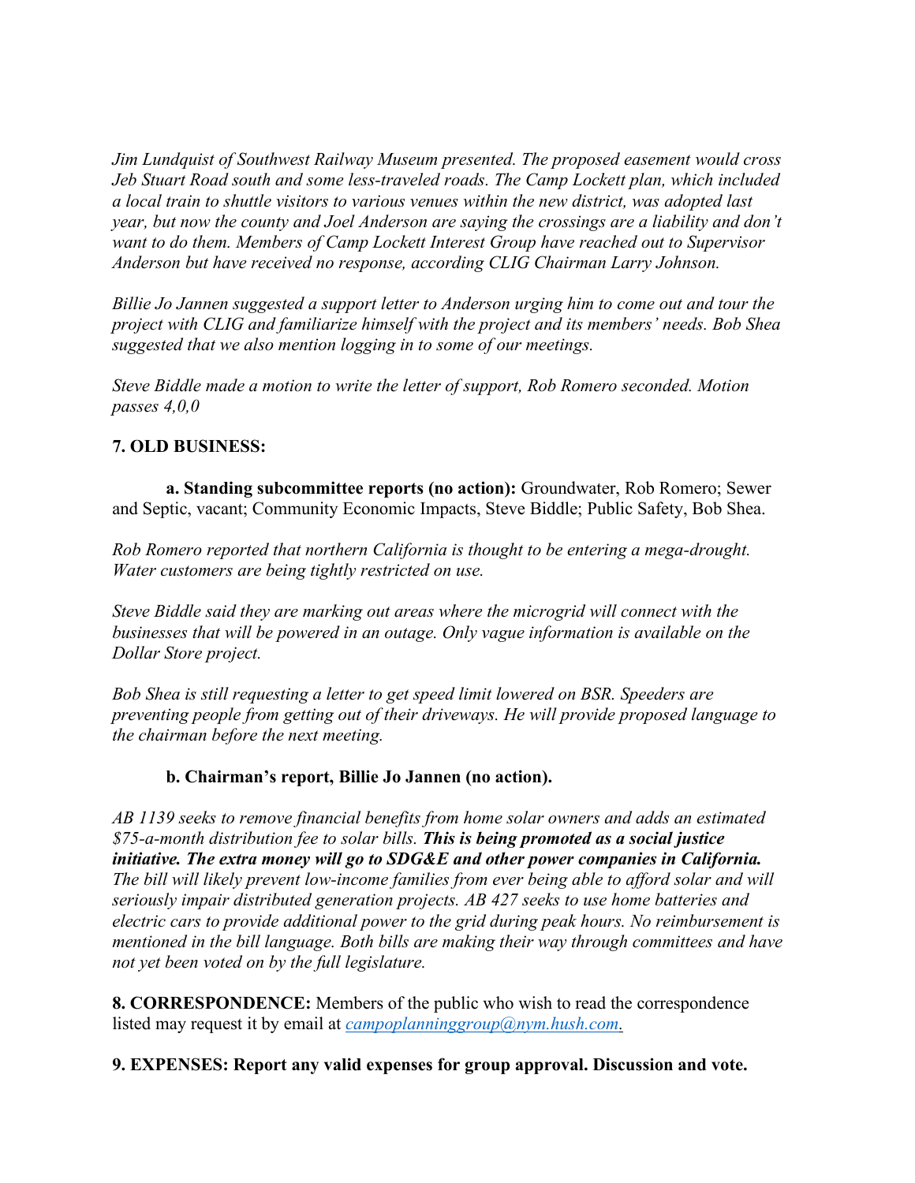*Jim Lundquist of Southwest Railway Museum presented. The proposed easement would cross Jeb Stuart Road south and some less-traveled roads. The Camp Lockett plan, which included a local train to shuttle visitors to various venues within the new district, was adopted last year, but now the county and Joel Anderson are saying the crossings are a liability and don't want to do them. Members of Camp Lockett Interest Group have reached out to Supervisor Anderson but have received no response, according CLIG Chairman Larry Johnson.*

*Billie Jo Jannen suggested a support letter to Anderson urging him to come out and tour the project with CLIG and familiarize himself with the project and its members' needs. Bob Shea suggested that we also mention logging in to some of our meetings.*

*Steve Biddle made a motion to write the letter of support, Rob Romero seconded. Motion passes 4,0,0*

**7. OLD BUSINESS:**

**a. Standing subcommittee reports (no action):** Groundwater, Rob Romero; Sewer and Septic, vacant; Community Economic Impacts, Steve Biddle; Public Safety, Bob Shea.

*Rob Romero reported that northern California is thought to be entering a mega-drought. Water customers are being tightly restricted on use.*

*Steve Biddle said they are marking out areas where the microgrid will connect with the businesses that will be powered in an outage. Only vague information is available on the Dollar Store project.*

*Bob Shea is still requesting a letter to get speed limit lowered on BSR. Speeders are preventing people from getting out of their driveways. He will provide proposed language to the chairman before the next meeting.*

**b. Chairman's report, Billie Jo Jannen (no action).**

*AB 1139 seeks to remove financial benefits from home solar owners and adds an estimated $75-a-month distribution fee to solar bills.* ***This is being promoted as a social justice initiative. The extra money will go to SDG&E and other power companies in California.*** *The bill will likely prevent low-income families from ever being able to afford solar and will seriously impair distributed generation projects. AB 427 seeks to use home batteries and electric cars to provide additional power to the grid during peak hours. No reimbursement is mentioned in the bill language. Both bills are making their way through committees and have not yet been voted on by the full legislature.*

**8. CORRESPONDENCE:** Members of the public who wish to read the correspondence listed may request it by email at *campoplanninggroup@nym.hush.com*.

**9. EXPENSES: Report any valid expenses for group approval. Discussion and vote.**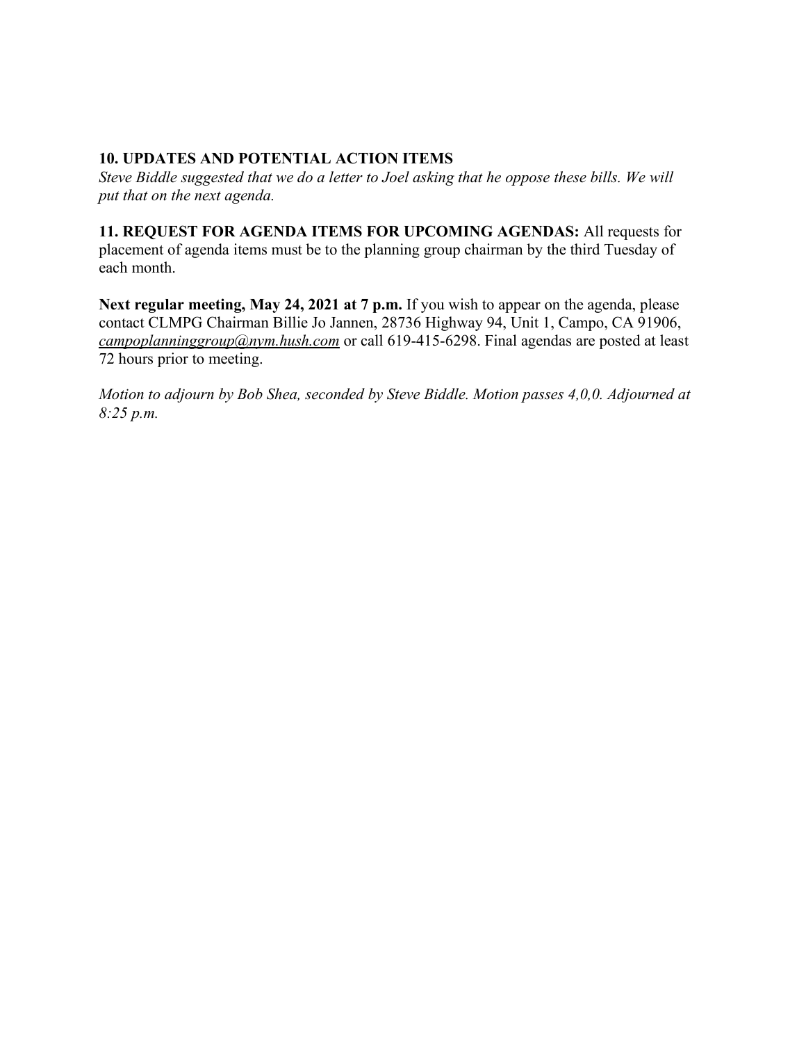**10. UPDATES AND POTENTIAL ACTION ITEMS**

*Steve Biddle suggested that we do a letter to Joel asking that he oppose these bills. We will put that on the next agenda.*

**11. REQUEST FOR AGENDA ITEMS FOR UPCOMING AGENDAS:** All requests for placement of agenda items must be to the planning group chairman by the third Tuesday of each month.

**Next regular meeting, May 24, 2021 at 7 p.m.** If you wish to appear on the agenda, please contact CLMPG Chairman Billie Jo Jannen, 28736 Highway 94, Unit 1, Campo, CA 91906, *campoplanninggroup@nym.hush.com* or call 619-415-6298. Final agendas are posted at least 72 hours prior to meeting.

*Motion to adjourn by Bob Shea, seconded by Steve Biddle. Motion passes 4,0,0. Adjourned at 8:25 p.m.*